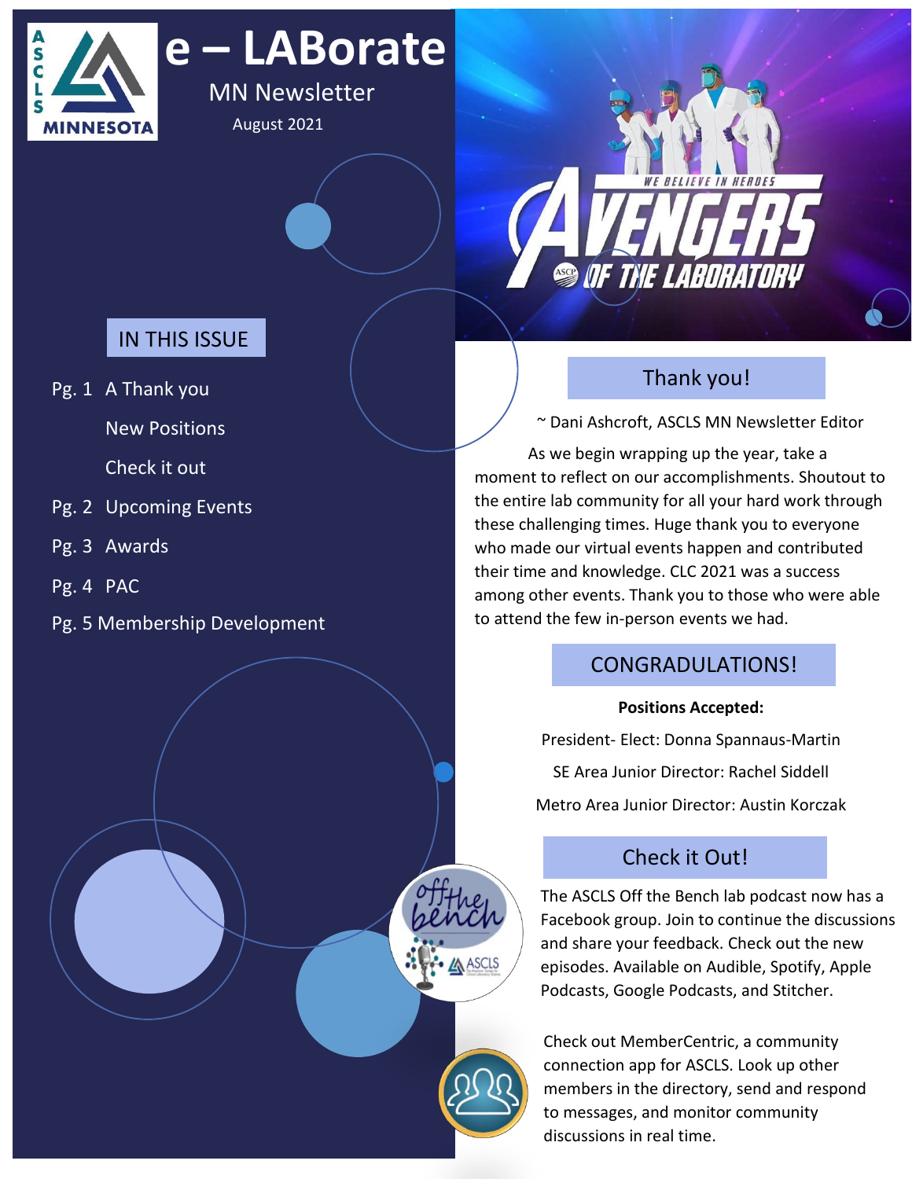# e – LABorate

MN Newsletter

August 2021

## IN THIS ISSUE

- Pg. 1 A Thank you
  - New Positions
  - Check it out
- Pg. 2 Upcoming Events
- Pg. 3 Awards
- Pg. 4 PAC
- Pg. 5 Membership Development

## Thank you!

~ Dani Ashcroft, ASCLS MN Newsletter Editor

As we begin wrapping up the year, take a moment to reflect on our accomplishments. Shoutout to the entire lab community for all your hard work through these challenging times. Huge thank you to everyone who made our virtual events happen and contributed their time and knowledge. CLC 2021 was a success among other events. Thank you to those who were able to attend the few in-person events we had.

## CONGRADULATIONS!

**Positions Accepted:**

President- Elect: Donna Spannaus-Martin

SE Area Junior Director: Rachel Siddell

Metro Area Junior Director: Austin Korczak

## Check it Out!

The ASCLS Off the Bench lab podcast now has a Facebook group. Join to continue the discussions and share your feedback. Check out the new episodes. Available on Audible, Spotify, Apple Podcasts, Google Podcasts, and Stitcher.

Check out MemberCentric, a community connection app for ASCLS. Look up other members in the directory, send and respond to messages, and monitor community discussions in real time.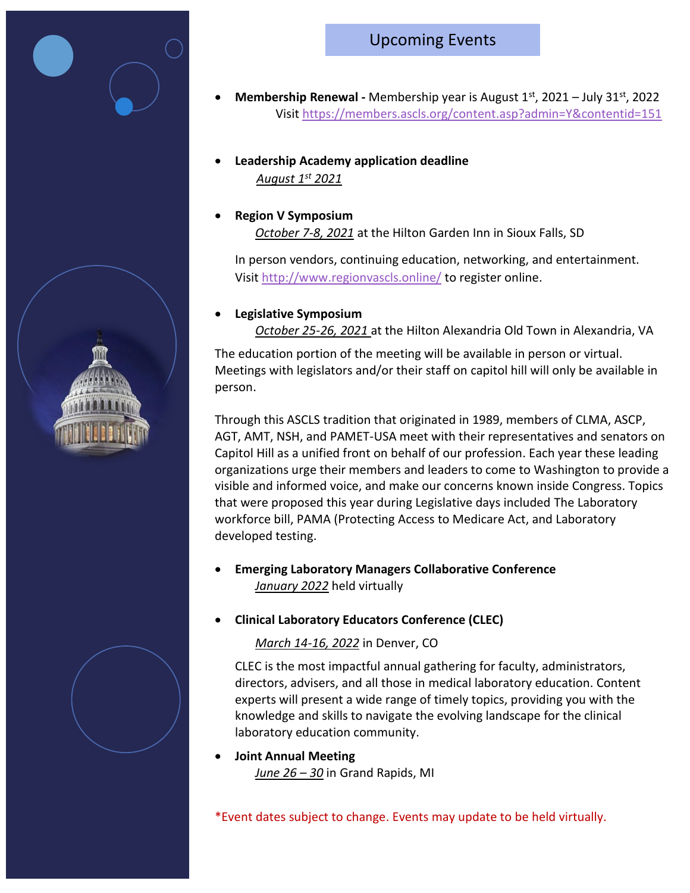## Upcoming Events

- **Membership Renewal -** Membership year is August 1st, 2021 – July 31st, 2022
  Visit https://members.ascls.org/content.asp?admin=Y&contentid=151

- **Leadership Academy application deadline**
  *August 1st 2021*

- **Region V Symposium**
  *October 7-8, 2021* at the Hilton Garden Inn in Sioux Falls, SD

  In person vendors, continuing education, networking, and entertainment. Visit http://www.regionvascls.online/ to register online.

- **Legislative Symposium**
  *October 25-26, 2021* at the Hilton Alexandria Old Town in Alexandria, VA

The education portion of the meeting will be available in person or virtual. Meetings with legislators and/or their staff on capitol hill will only be available in person.

Through this ASCLS tradition that originated in 1989, members of CLMA, ASCP, AGT, AMT, NSH, and PAMET-USA meet with their representatives and senators on Capitol Hill as a unified front on behalf of our profession. Each year these leading organizations urge their members and leaders to come to Washington to provide a visible and informed voice, and make our concerns known inside Congress. Topics that were proposed this year during Legislative days included The Laboratory workforce bill, PAMA (Protecting Access to Medicare Act, and Laboratory developed testing.

- **Emerging Laboratory Managers Collaborative Conference**
  *January 2022* held virtually

- **Clinical Laboratory Educators Conference (CLEC)**
  *March 14-16, 2022* in Denver, CO

  CLEC is the most impactful annual gathering for faculty, administrators, directors, advisers, and all those in medical laboratory education. Content experts will present a wide range of timely topics, providing you with the knowledge and skills to navigate the evolving landscape for the clinical laboratory education community.

- **Joint Annual Meeting**
  *June 26 – 30* in Grand Rapids, MI

*Event dates subject to change. Events may update to be held virtually.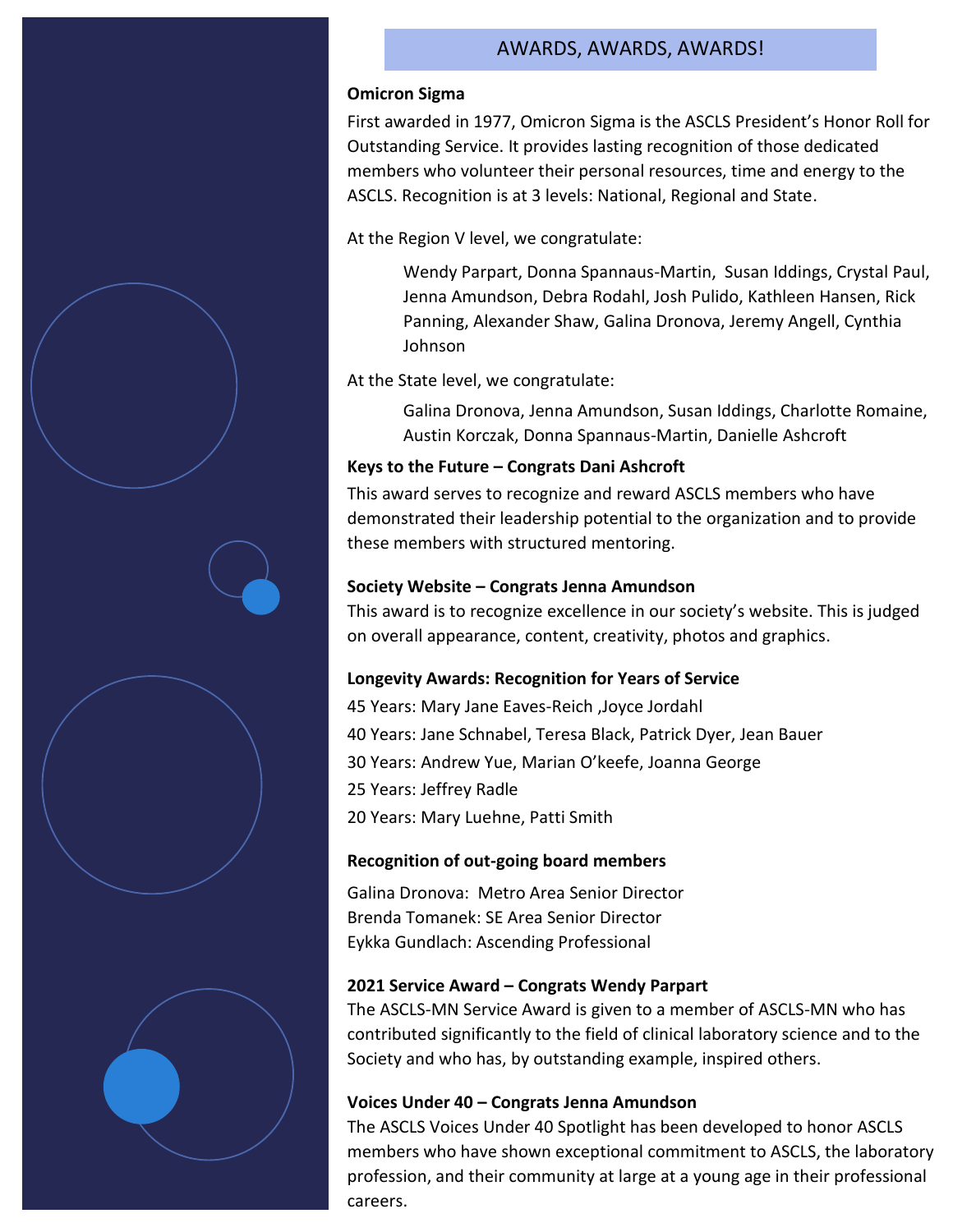# AWARDS, AWARDS, AWARDS!

**Omicron Sigma**

First awarded in 1977, Omicron Sigma is the ASCLS President's Honor Roll for Outstanding Service. It provides lasting recognition of those dedicated members who volunteer their personal resources, time and energy to the ASCLS. Recognition is at 3 levels: National, Regional and State.

At the Region V level, we congratulate:

> Wendy Parpart, Donna Spannaus-Martin, Susan Iddings, Crystal Paul, Jenna Amundson, Debra Rodahl, Josh Pulido, Kathleen Hansen, Rick Panning, Alexander Shaw, Galina Dronova, Jeremy Angell, Cynthia Johnson

At the State level, we congratulate:

> Galina Dronova, Jenna Amundson, Susan Iddings, Charlotte Romaine, Austin Korczak, Donna Spannaus-Martin, Danielle Ashcroft

**Keys to the Future – Congrats Dani Ashcroft**

This award serves to recognize and reward ASCLS members who have demonstrated their leadership potential to the organization and to provide these members with structured mentoring.

**Society Website – Congrats Jenna Amundson**

This award is to recognize excellence in our society's website. This is judged on overall appearance, content, creativity, photos and graphics.

**Longevity Awards: Recognition for Years of Service**

45 Years: Mary Jane Eaves-Reich ,Joyce Jordahl

40 Years: Jane Schnabel, Teresa Black, Patrick Dyer, Jean Bauer

30 Years: Andrew Yue, Marian O'keefe, Joanna George

25 Years: Jeffrey Radle

20 Years: Mary Luehne, Patti Smith

**Recognition of out-going board members**

Galina Dronova: Metro Area Senior Director
Brenda Tomanek: SE Area Senior Director
Eykka Gundlach: Ascending Professional

**2021 Service Award – Congrats Wendy Parpart**

The ASCLS-MN Service Award is given to a member of ASCLS-MN who has contributed significantly to the field of clinical laboratory science and to the Society and who has, by outstanding example, inspired others.

**Voices Under 40 – Congrats Jenna Amundson**

The ASCLS Voices Under 40 Spotlight has been developed to honor ASCLS members who have shown exceptional commitment to ASCLS, the laboratory profession, and their community at large at a young age in their professional careers.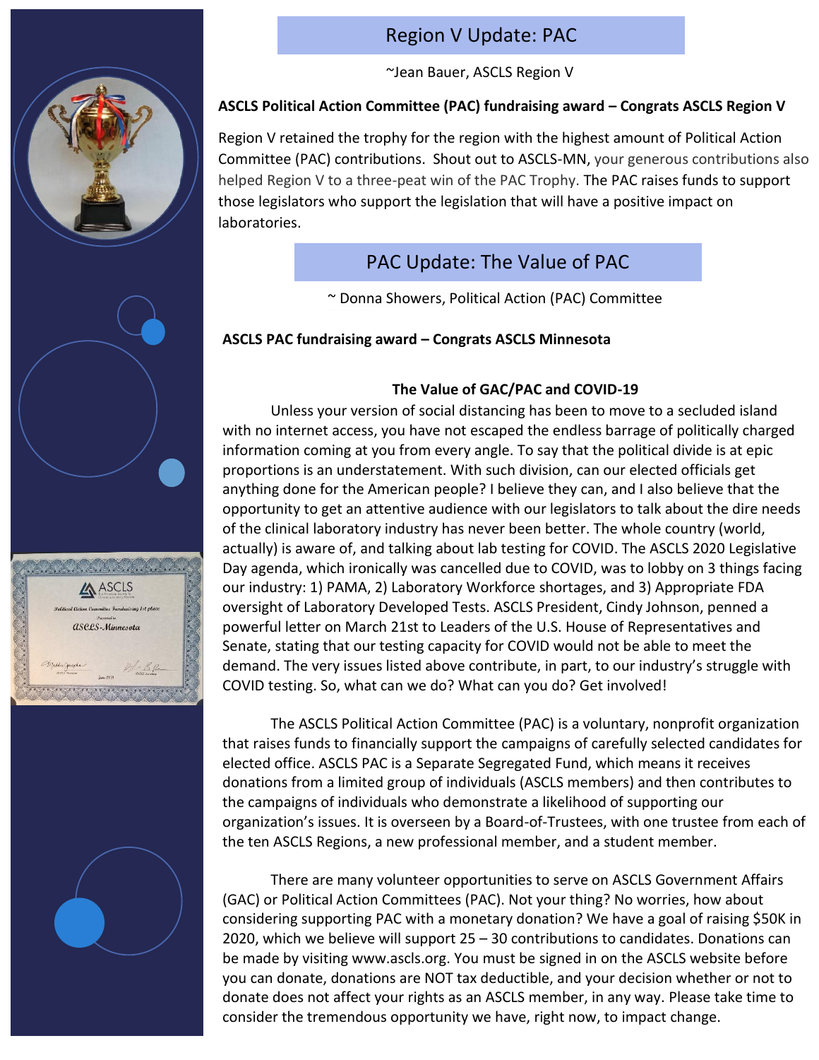## Region V Update: PAC

~Jean Bauer, ASCLS Region V

**ASCLS Political Action Committee (PAC) fundraising award – Congrats ASCLS Region V**

Region V retained the trophy for the region with the highest amount of Political Action Committee (PAC) contributions. Shout out to ASCLS-MN, your generous contributions also helped Region V to a three-peat win of the PAC Trophy. The PAC raises funds to support those legislators who support the legislation that will have a positive impact on laboratories.

## PAC Update: The Value of PAC

~ Donna Showers, Political Action (PAC) Committee

**ASCLS PAC fundraising award – Congrats ASCLS Minnesota**

### The Value of GAC/PAC and COVID-19

Unless your version of social distancing has been to move to a secluded island with no internet access, you have not escaped the endless barrage of politically charged information coming at you from every angle. To say that the political divide is at epic proportions is an understatement. With such division, can our elected officials get anything done for the American people? I believe they can, and I also believe that the opportunity to get an attentive audience with our legislators to talk about the dire needs of the clinical laboratory industry has never been better. The whole country (world, actually) is aware of, and talking about lab testing for COVID. The ASCLS 2020 Legislative Day agenda, which ironically was cancelled due to COVID, was to lobby on 3 things facing our industry: 1) PAMA, 2) Laboratory Workforce shortages, and 3) Appropriate FDA oversight of Laboratory Developed Tests. ASCLS President, Cindy Johnson, penned a powerful letter on March 21st to Leaders of the U.S. House of Representatives and Senate, stating that our testing capacity for COVID would not be able to meet the demand. The very issues listed above contribute, in part, to our industry's struggle with COVID testing. So, what can we do? What can you do? Get involved!

The ASCLS Political Action Committee (PAC) is a voluntary, nonprofit organization that raises funds to financially support the campaigns of carefully selected candidates for elected office. ASCLS PAC is a Separate Segregated Fund, which means it receives donations from a limited group of individuals (ASCLS members) and then contributes to the campaigns of individuals who demonstrate a likelihood of supporting our organization's issues. It is overseen by a Board-of-Trustees, with one trustee from each of the ten ASCLS Regions, a new professional member, and a student member.

There are many volunteer opportunities to serve on ASCLS Government Affairs (GAC) or Political Action Committees (PAC). Not your thing? No worries, how about considering supporting PAC with a monetary donation? We have a goal of raising $50K in 2020, which we believe will support 25 – 30 contributions to candidates. Donations can be made by visiting www.ascls.org. You must be signed in on the ASCLS website before you can donate, donations are NOT tax deductible, and your decision whether or not to donate does not affect your rights as an ASCLS member, in any way. Please take time to consider the tremendous opportunity we have, right now, to impact change.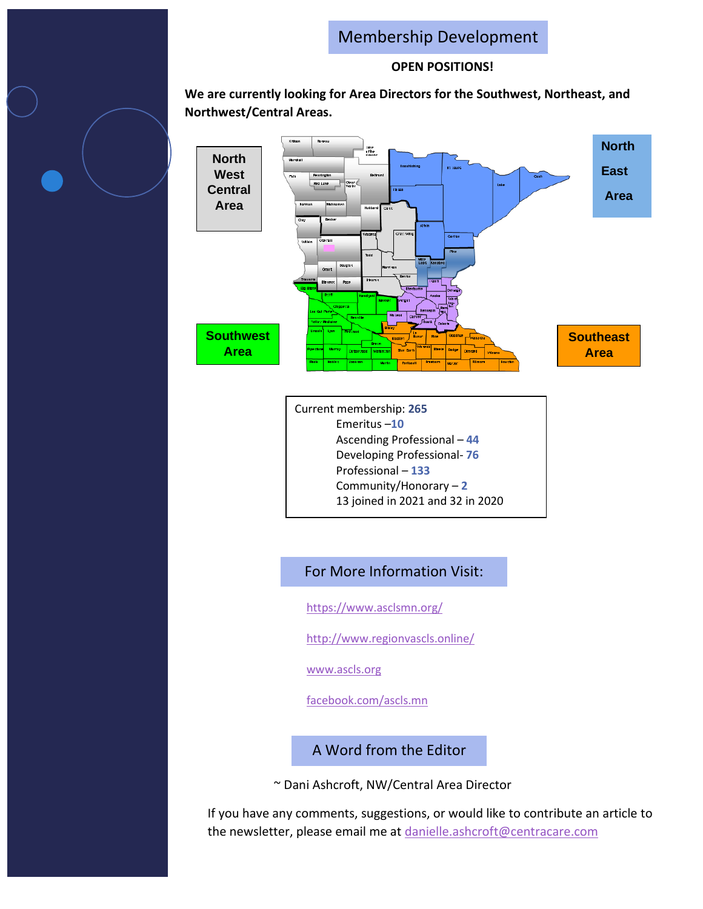## Membership Development

**OPEN POSITIONS!**

**We are currently looking for Area Directors for the Southwest, Northeast, and Northwest/Central Areas.**

**North West Central Area**

**North East Area**

**Southwest Area**

**Southeast Area**

Current membership: **265**

- Emeritus –**10**
- Ascending Professional – **44**
- Developing Professional- **76**
- Professional – **133**
- Community/Honorary – **2**
- 13 joined in 2021 and 32 in 2020

## For More Information Visit:

https://www.asclsmn.org/

http://www.regionvascls.online/

www.ascls.org

facebook.com/ascls.mn

## A Word from the Editor

~ Dani Ashcroft, NW/Central Area Director

If you have any comments, suggestions, or would like to contribute an article to the newsletter, please email me at danielle.ashcroft@centracare.com